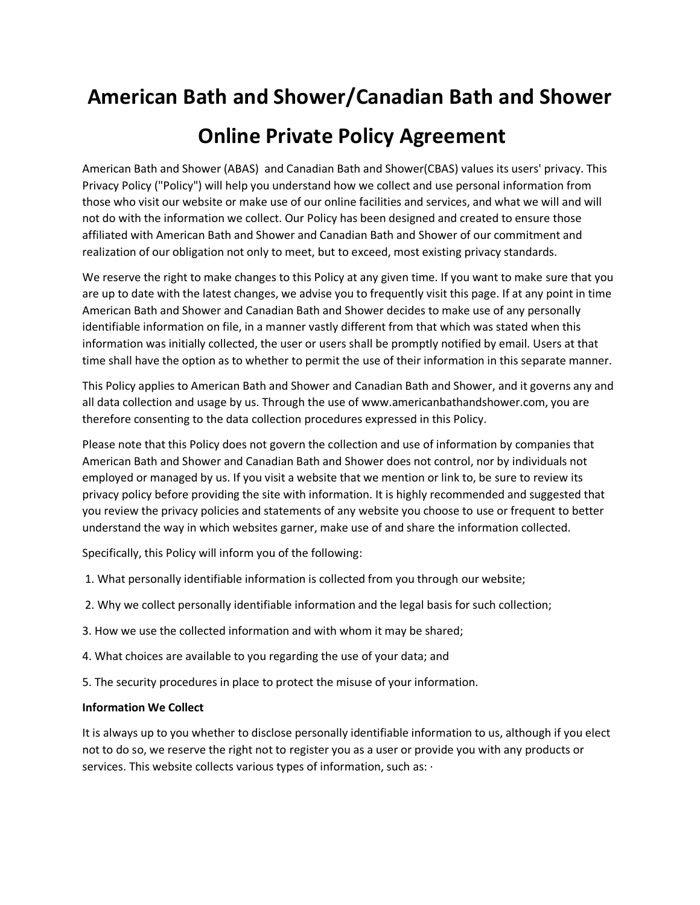# American Bath and Shower/Canadian Bath and Shower Online Private Policy Agreement

American Bath and Shower (ABAS) and Canadian Bath and Shower(CBAS) values its users' privacy. This Privacy Policy ("Policy") will help you understand how we collect and use personal information from those who visit our website or make use of our online facilities and services, and what we will and will not do with the information we collect. Our Policy has been designed and created to ensure those affiliated with American Bath and Shower and Canadian Bath and Shower of our commitment and realization of our obligation not only to meet, but to exceed, most existing privacy standards.

We reserve the right to make changes to this Policy at any given time. If you want to make sure that you are up to date with the latest changes, we advise you to frequently visit this page. If at any point in time American Bath and Shower and Canadian Bath and Shower decides to make use of any personally identifiable information on file, in a manner vastly different from that which was stated when this information was initially collected, the user or users shall be promptly notified by email. Users at that time shall have the option as to whether to permit the use of their information in this separate manner.

This Policy applies to American Bath and Shower and Canadian Bath and Shower, and it governs any and all data collection and usage by us. Through the use of www.americanbathandshower.com, you are therefore consenting to the data collection procedures expressed in this Policy.

Please note that this Policy does not govern the collection and use of information by companies that American Bath and Shower and Canadian Bath and Shower does not control, nor by individuals not employed or managed by us. If you visit a website that we mention or link to, be sure to review its privacy policy before providing the site with information. It is highly recommended and suggested that you review the privacy policies and statements of any website you choose to use or frequent to better understand the way in which websites garner, make use of and share the information collected.

Specifically, this Policy will inform you of the following:

1. What personally identifiable information is collected from you through our website;
2. Why we collect personally identifiable information and the legal basis for such collection;
3. How we use the collected information and with whom it may be shared;
4. What choices are available to you regarding the use of your data; and
5. The security procedures in place to protect the misuse of your information.

**Information We Collect**

It is always up to you whether to disclose personally identifiable information to us, although if you elect not to do so, we reserve the right not to register you as a user or provide you with any products or services. This website collects various types of information, such as: ·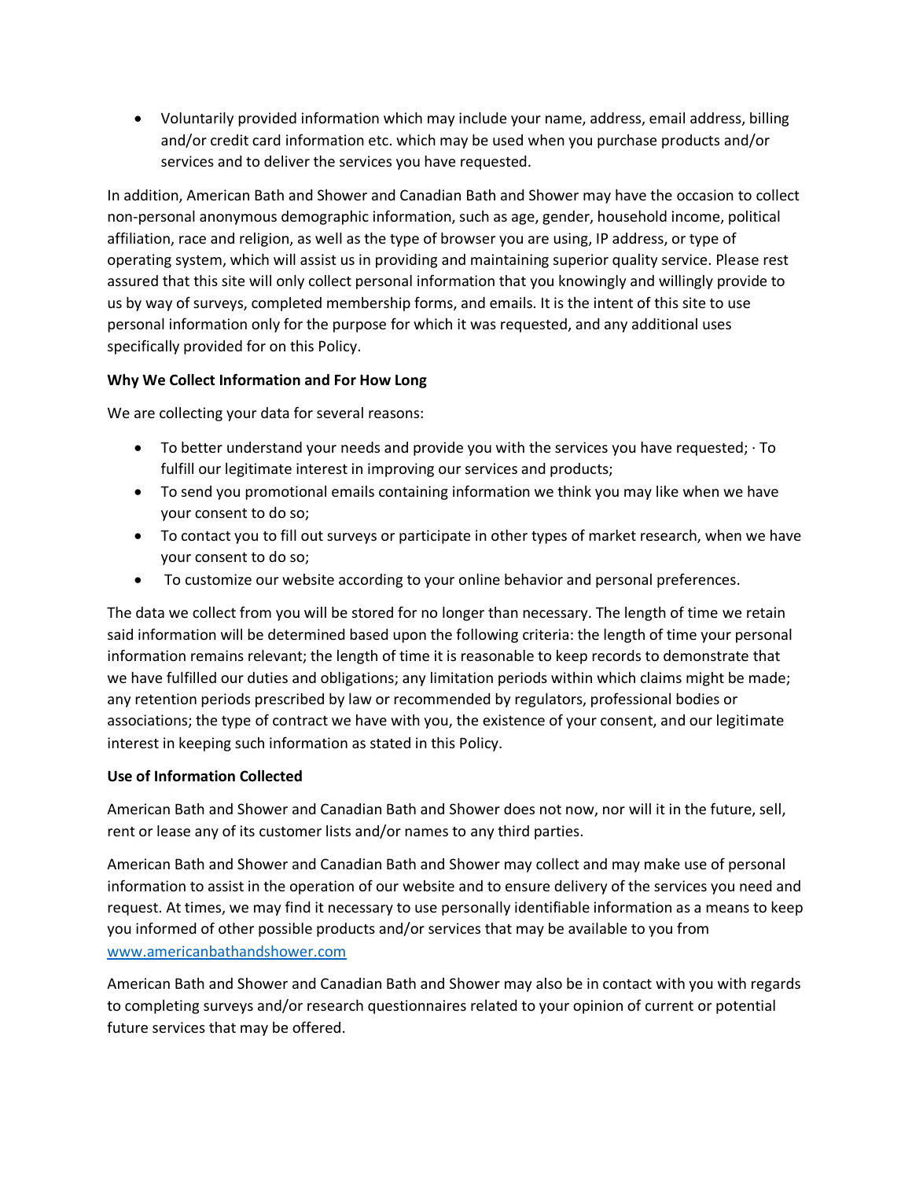- Voluntarily provided information which may include your name, address, email address, billing and/or credit card information etc. which may be used when you purchase products and/or services and to deliver the services you have requested.

In addition, American Bath and Shower and Canadian Bath and Shower may have the occasion to collect non-personal anonymous demographic information, such as age, gender, household income, political affiliation, race and religion, as well as the type of browser you are using, IP address, or type of operating system, which will assist us in providing and maintaining superior quality service. Please rest assured that this site will only collect personal information that you knowingly and willingly provide to us by way of surveys, completed membership forms, and emails. It is the intent of this site to use personal information only for the purpose for which it was requested, and any additional uses specifically provided for on this Policy.

**Why We Collect Information and For How Long**

We are collecting your data for several reasons:

- To better understand your needs and provide you with the services you have requested; · To fulfill our legitimate interest in improving our services and products;
- To send you promotional emails containing information we think you may like when we have your consent to do so;
- To contact you to fill out surveys or participate in other types of market research, when we have your consent to do so;
- To customize our website according to your online behavior and personal preferences.

The data we collect from you will be stored for no longer than necessary. The length of time we retain said information will be determined based upon the following criteria: the length of time your personal information remains relevant; the length of time it is reasonable to keep records to demonstrate that we have fulfilled our duties and obligations; any limitation periods within which claims might be made; any retention periods prescribed by law or recommended by regulators, professional bodies or associations; the type of contract we have with you, the existence of your consent, and our legitimate interest in keeping such information as stated in this Policy.

**Use of Information Collected**

American Bath and Shower and Canadian Bath and Shower does not now, nor will it in the future, sell, rent or lease any of its customer lists and/or names to any third parties.

American Bath and Shower and Canadian Bath and Shower may collect and may make use of personal information to assist in the operation of our website and to ensure delivery of the services you need and request. At times, we may find it necessary to use personally identifiable information as a means to keep you informed of other possible products and/or services that may be available to you from [www.americanbathandshower.com](http://www.americanbathandshower.com)

American Bath and Shower and Canadian Bath and Shower may also be in contact with you with regards to completing surveys and/or research questionnaires related to your opinion of current or potential future services that may be offered.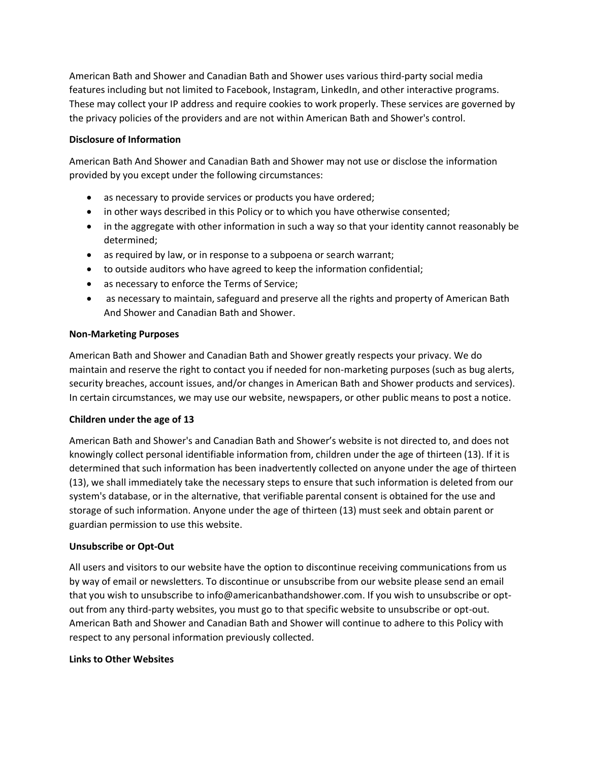American Bath and Shower and Canadian Bath and Shower uses various third-party social media features including but not limited to Facebook, Instagram, LinkedIn, and other interactive programs. These may collect your IP address and require cookies to work properly. These services are governed by the privacy policies of the providers and are not within American Bath and Shower's control.

**Disclosure of Information**

American Bath And Shower and Canadian Bath and Shower may not use or disclose the information provided by you except under the following circumstances:

- as necessary to provide services or products you have ordered;
- in other ways described in this Policy or to which you have otherwise consented;
- in the aggregate with other information in such a way so that your identity cannot reasonably be determined;
- as required by law, or in response to a subpoena or search warrant;
- to outside auditors who have agreed to keep the information confidential;
- as necessary to enforce the Terms of Service;
- as necessary to maintain, safeguard and preserve all the rights and property of American Bath And Shower and Canadian Bath and Shower.

**Non-Marketing Purposes**

American Bath and Shower and Canadian Bath and Shower greatly respects your privacy. We do maintain and reserve the right to contact you if needed for non-marketing purposes (such as bug alerts, security breaches, account issues, and/or changes in American Bath and Shower products and services). In certain circumstances, we may use our website, newspapers, or other public means to post a notice.

**Children under the age of 13**

American Bath and Shower's and Canadian Bath and Shower's website is not directed to, and does not knowingly collect personal identifiable information from, children under the age of thirteen (13). If it is determined that such information has been inadvertently collected on anyone under the age of thirteen (13), we shall immediately take the necessary steps to ensure that such information is deleted from our system's database, or in the alternative, that verifiable parental consent is obtained for the use and storage of such information. Anyone under the age of thirteen (13) must seek and obtain parent or guardian permission to use this website.

**Unsubscribe or Opt-Out**

All users and visitors to our website have the option to discontinue receiving communications from us by way of email or newsletters. To discontinue or unsubscribe from our website please send an email that you wish to unsubscribe to info@americanbathandshower.com. If you wish to unsubscribe or opt-out from any third-party websites, you must go to that specific website to unsubscribe or opt-out. American Bath and Shower and Canadian Bath and Shower will continue to adhere to this Policy with respect to any personal information previously collected.

**Links to Other Websites**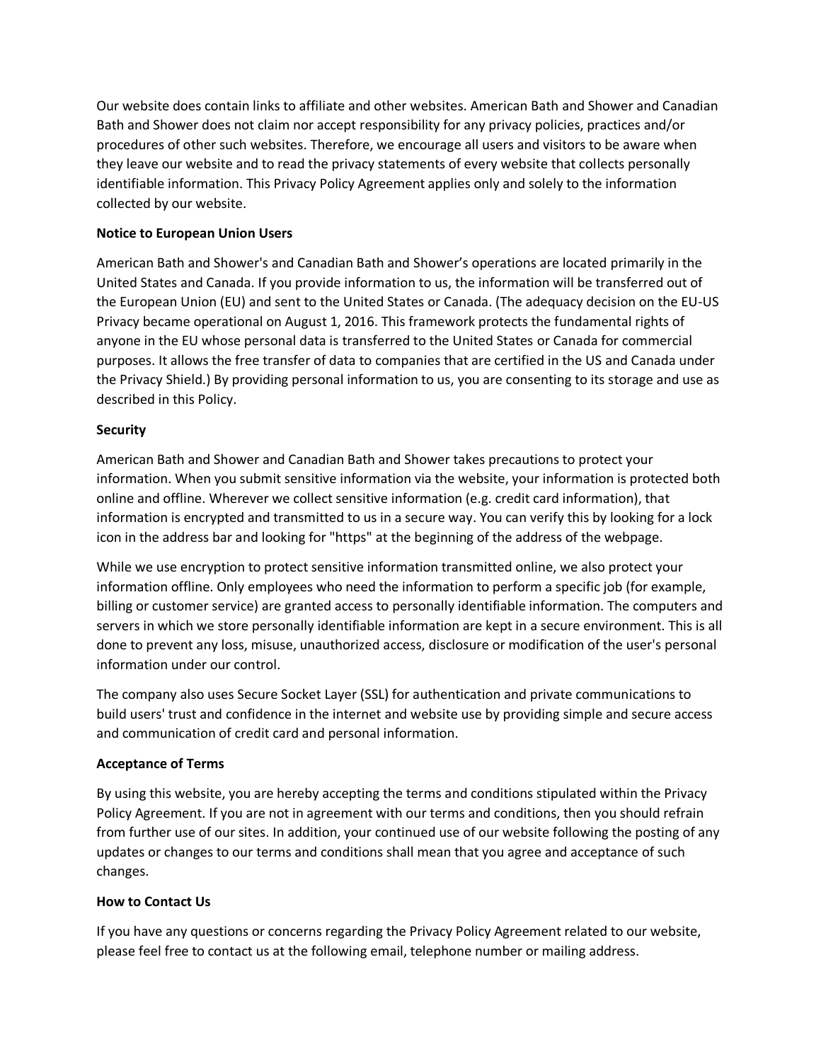Our website does contain links to affiliate and other websites. American Bath and Shower and Canadian Bath and Shower does not claim nor accept responsibility for any privacy policies, practices and/or procedures of other such websites. Therefore, we encourage all users and visitors to be aware when they leave our website and to read the privacy statements of every website that collects personally identifiable information. This Privacy Policy Agreement applies only and solely to the information collected by our website.

**Notice to European Union Users**

American Bath and Shower's and Canadian Bath and Shower's operations are located primarily in the United States and Canada. If you provide information to us, the information will be transferred out of the European Union (EU) and sent to the United States or Canada. (The adequacy decision on the EU-US Privacy became operational on August 1, 2016. This framework protects the fundamental rights of anyone in the EU whose personal data is transferred to the United States or Canada for commercial purposes. It allows the free transfer of data to companies that are certified in the US and Canada under the Privacy Shield.) By providing personal information to us, you are consenting to its storage and use as described in this Policy.

**Security**

American Bath and Shower and Canadian Bath and Shower takes precautions to protect your information. When you submit sensitive information via the website, your information is protected both online and offline. Wherever we collect sensitive information (e.g. credit card information), that information is encrypted and transmitted to us in a secure way. You can verify this by looking for a lock icon in the address bar and looking for "https" at the beginning of the address of the webpage.

While we use encryption to protect sensitive information transmitted online, we also protect your information offline. Only employees who need the information to perform a specific job (for example, billing or customer service) are granted access to personally identifiable information. The computers and servers in which we store personally identifiable information are kept in a secure environment. This is all done to prevent any loss, misuse, unauthorized access, disclosure or modification of the user's personal information under our control.

The company also uses Secure Socket Layer (SSL) for authentication and private communications to build users' trust and confidence in the internet and website use by providing simple and secure access and communication of credit card and personal information.

**Acceptance of Terms**

By using this website, you are hereby accepting the terms and conditions stipulated within the Privacy Policy Agreement. If you are not in agreement with our terms and conditions, then you should refrain from further use of our sites. In addition, your continued use of our website following the posting of any updates or changes to our terms and conditions shall mean that you agree and acceptance of such changes.

**How to Contact Us**

If you have any questions or concerns regarding the Privacy Policy Agreement related to our website, please feel free to contact us at the following email, telephone number or mailing address.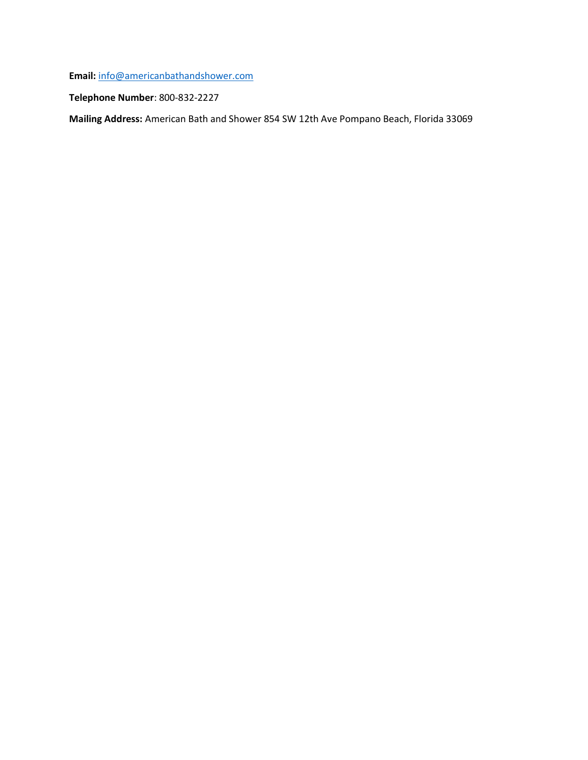**Email:** info@americanbathandshower.com

**Telephone Number**: 800-832-2227

**Mailing Address:** American Bath and Shower 854 SW 12th Ave Pompano Beach, Florida 33069